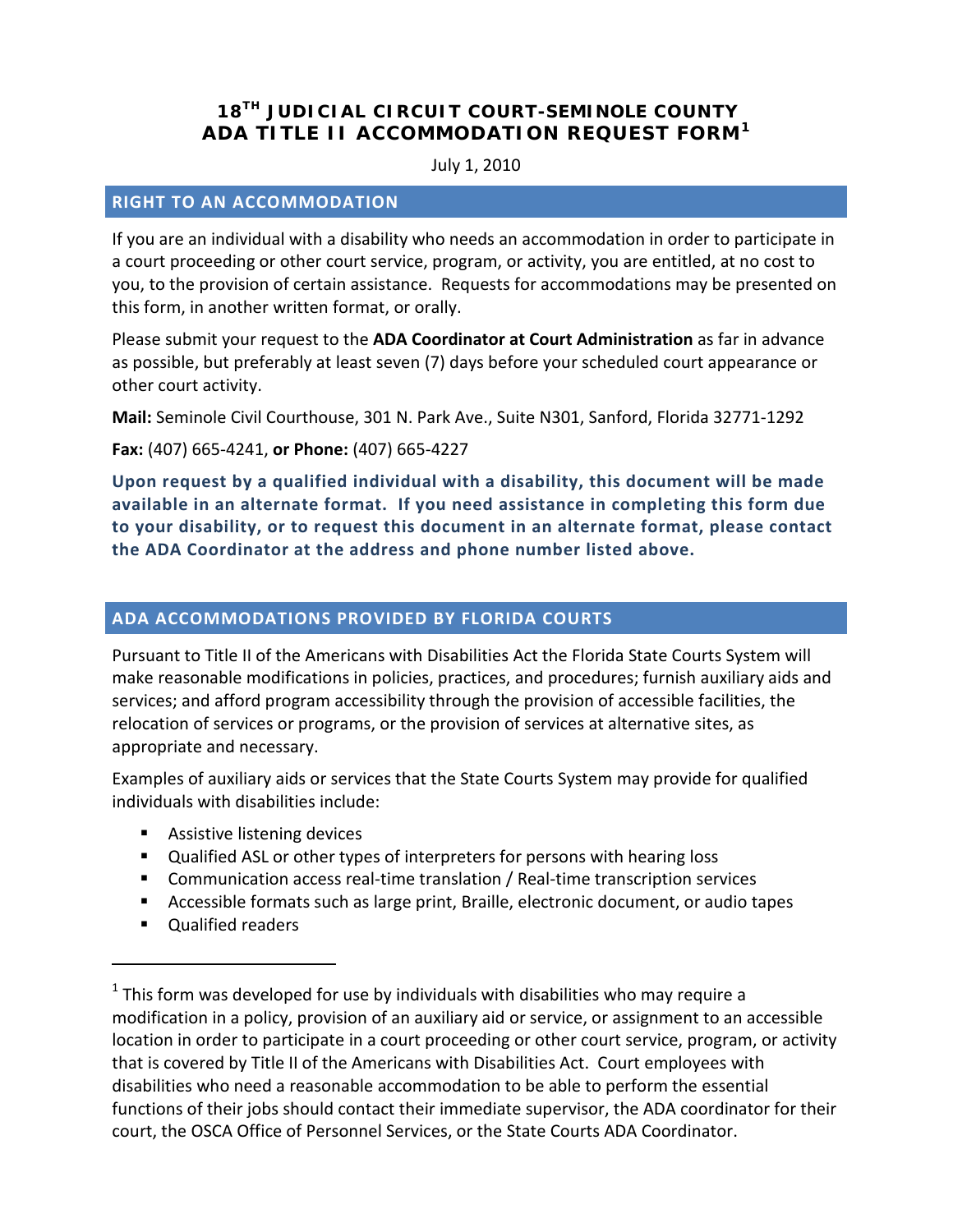# 18TH JUDICIAL CIRCUIT COURT-SEMINOLE COUNTY ADA TITLE II ACCOMMODATION REQUEST FORM[1]

July 1, 2010

## RIGHT TO AN ACCOMMODATION

If you are an individual with a disability who needs an accommodation in order to participate in a court proceeding or other court service, program, or activity, you are entitled, at no cost to you, to the provision of certain assistance. Requests for accommodations may be presented on this form, in another written format, or orally.

Please submit your request to the **ADA Coordinator at Court Administration** as far in advance as possible, but preferably at least seven (7) days before your scheduled court appearance or other court activity.

**Mail:** Seminole Civil Courthouse, 301 N. Park Ave., Suite N301, Sanford, Florida 32771-1292

**Fax:** (407) 665-4241, **or Phone:** (407) 665-4227

**Upon request by a qualified individual with a disability, this document will be made available in an alternate format. If you need assistance in completing this form due to your disability, or to request this document in an alternate format, please contact the ADA Coordinator at the address and phone number listed above.**

## ADA ACCOMMODATIONS PROVIDED BY FLORIDA COURTS

Pursuant to Title II of the Americans with Disabilities Act the Florida State Courts System will make reasonable modifications in policies, practices, and procedures; furnish auxiliary aids and services; and afford program accessibility through the provision of accessible facilities, the relocation of services or programs, or the provision of services at alternative sites, as appropriate and necessary.

Examples of auxiliary aids or services that the State Courts System may provide for qualified individuals with disabilities include:

- Assistive listening devices
- Qualified ASL or other types of interpreters for persons with hearing loss
- Communication access real-time translation / Real-time transcription services
- Accessible formats such as large print, Braille, electronic document, or audio tapes
- Qualified readers

---

[1] This form was developed for use by individuals with disabilities who may require a modification in a policy, provision of an auxiliary aid or service, or assignment to an accessible location in order to participate in a court proceeding or other court service, program, or activity that is covered by Title II of the Americans with Disabilities Act. Court employees with disabilities who need a reasonable accommodation to be able to perform the essential functions of their jobs should contact their immediate supervisor, the ADA coordinator for their court, the OSCA Office of Personnel Services, or the State Courts ADA Coordinator.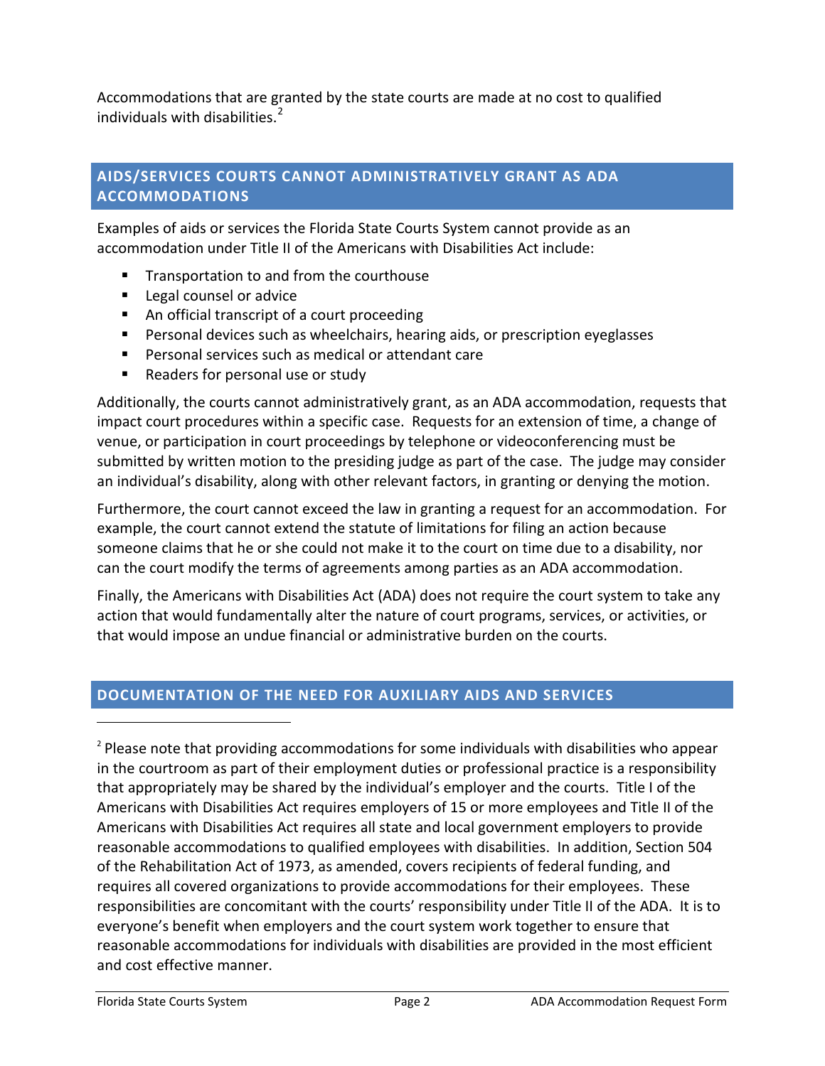Accommodations that are granted by the state courts are made at no cost to qualified individuals with disabilities.[2]

## AIDS/SERVICES COURTS CANNOT ADMINISTRATIVELY GRANT AS ADA ACCOMMODATIONS

Examples of aids or services the Florida State Courts System cannot provide as an accommodation under Title II of the Americans with Disabilities Act include:

- Transportation to and from the courthouse
- Legal counsel or advice
- An official transcript of a court proceeding
- Personal devices such as wheelchairs, hearing aids, or prescription eyeglasses
- Personal services such as medical or attendant care
- Readers for personal use or study

Additionally, the courts cannot administratively grant, as an ADA accommodation, requests that impact court procedures within a specific case. Requests for an extension of time, a change of venue, or participation in court proceedings by telephone or videoconferencing must be submitted by written motion to the presiding judge as part of the case. The judge may consider an individual's disability, along with other relevant factors, in granting or denying the motion.

Furthermore, the court cannot exceed the law in granting a request for an accommodation. For example, the court cannot extend the statute of limitations for filing an action because someone claims that he or she could not make it to the court on time due to a disability, nor can the court modify the terms of agreements among parties as an ADA accommodation.

Finally, the Americans with Disabilities Act (ADA) does not require the court system to take any action that would fundamentally alter the nature of court programs, services, or activities, or that would impose an undue financial or administrative burden on the courts.

## DOCUMENTATION OF THE NEED FOR AUXILIARY AIDS AND SERVICES

---

[2] Please note that providing accommodations for some individuals with disabilities who appear in the courtroom as part of their employment duties or professional practice is a responsibility that appropriately may be shared by the individual's employer and the courts. Title I of the Americans with Disabilities Act requires employers of 15 or more employees and Title II of the Americans with Disabilities Act requires all state and local government employers to provide reasonable accommodations to qualified employees with disabilities. In addition, Section 504 of the Rehabilitation Act of 1973, as amended, covers recipients of federal funding, and requires all covered organizations to provide accommodations for their employees. These responsibilities are concomitant with the courts' responsibility under Title II of the ADA. It is to everyone's benefit when employers and the court system work together to ensure that reasonable accommodations for individuals with disabilities are provided in the most efficient and cost effective manner.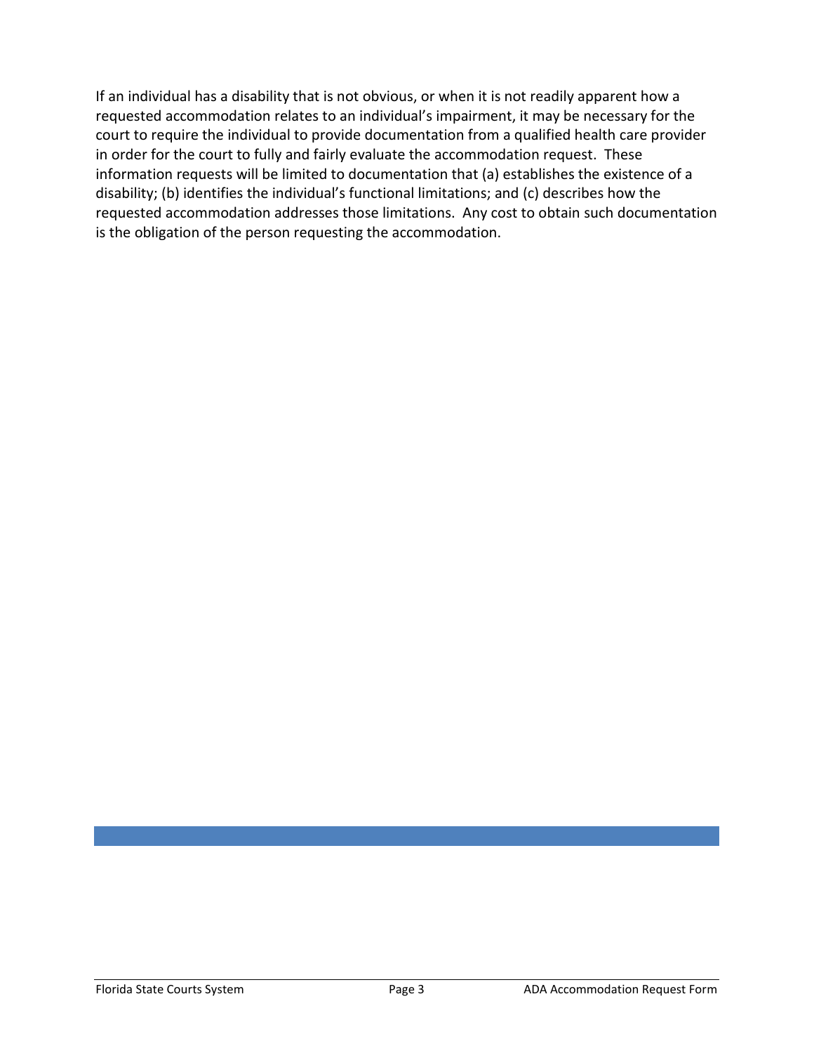If an individual has a disability that is not obvious, or when it is not readily apparent how a requested accommodation relates to an individual's impairment, it may be necessary for the court to require the individual to provide documentation from a qualified health care provider in order for the court to fully and fairly evaluate the accommodation request. These information requests will be limited to documentation that (a) establishes the existence of a disability; (b) identifies the individual's functional limitations; and (c) describes how the requested accommodation addresses those limitations. Any cost to obtain such documentation is the obligation of the person requesting the accommodation.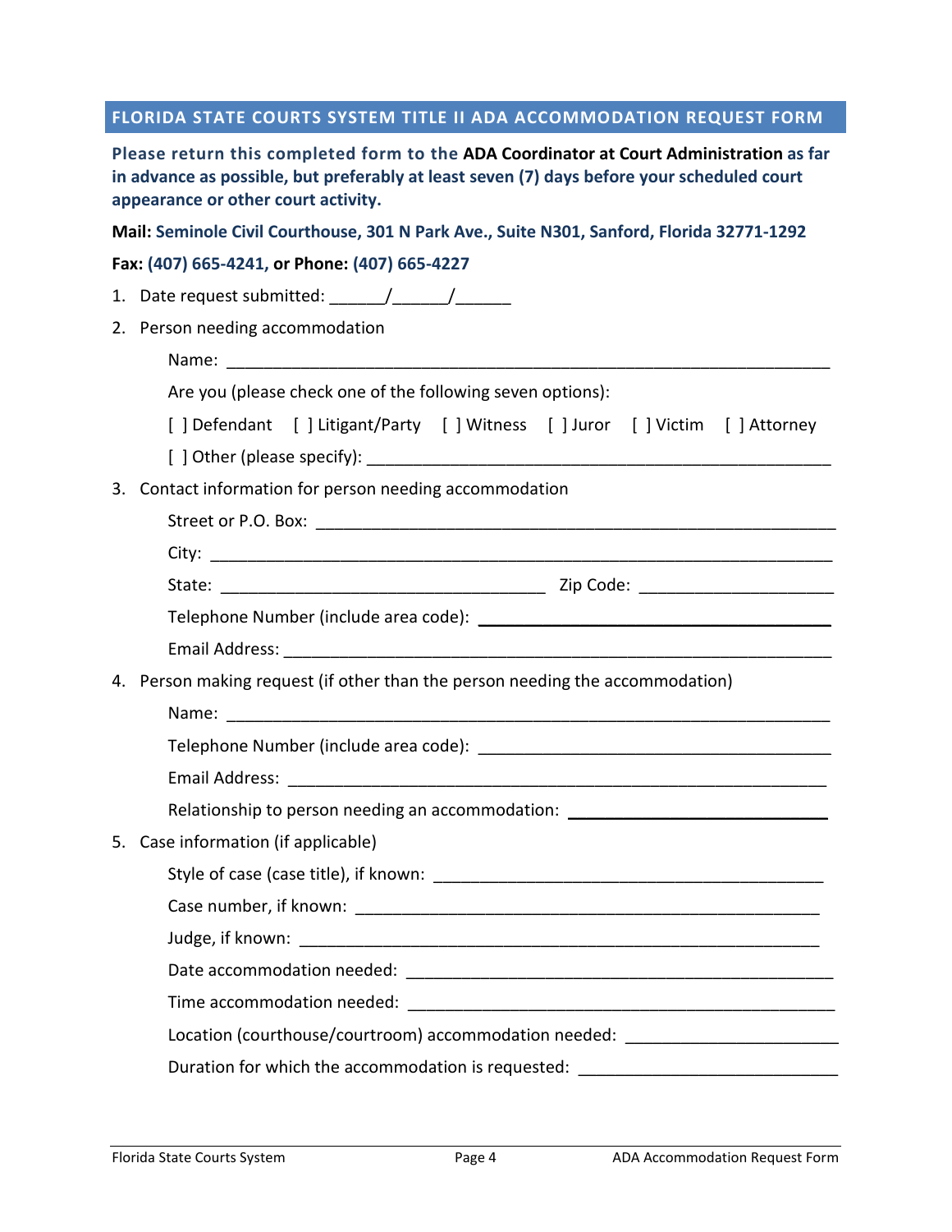## FLORIDA STATE COURTS SYSTEM TITLE II ADA ACCOMMODATION REQUEST FORM

**Please return this completed form to the ADA Coordinator at Court Administration as far in advance as possible, but preferably at least seven (7) days before your scheduled court appearance or other court activity.**

**Mail: Seminole Civil Courthouse, 301 N Park Ave., Suite N301, Sanford, Florida 32771-1292**

**Fax: (407) 665-4241, or Phone: (407) 665-4227**

1. Date request submitted: ______/______/______
2. Person needing accommodation

   Name: ____________________________________________________________________

   Are you (please check one of the following seven options):

   [ ] Defendant   [ ] Litigant/Party   [ ] Witness   [ ] Juror   [ ] Victim   [ ] Attorney

   [ ] Other (please specify): ____________________________________________________
3. Contact information for person needing accommodation

   Street or P.O. Box: ______________________________________________________

   City: ______________________________________________________________

   State: ___________________________________ Zip Code: ____________________

   Telephone Number (include area code): ______________________________________

   Email Address: ______________________________________________________
4. Person making request (if other than the person needing the accommodation)

   Name: ____________________________________________________________________

   Telephone Number (include area code): ______________________________________

   Email Address: ______________________________________________________

   Relationship to person needing an accommodation: ____________________________
5. Case information (if applicable)

   Style of case (case title), if known: ________________________________________

   Case number, if known: _____________________________________________________

   Judge, if known: _________________________________________________________

   Date accommodation needed: ____________________________________________

   Time accommodation needed: ____________________________________________

   Location (courthouse/courtroom) accommodation needed: _______________________

   Duration for which the accommodation is requested: ___________________________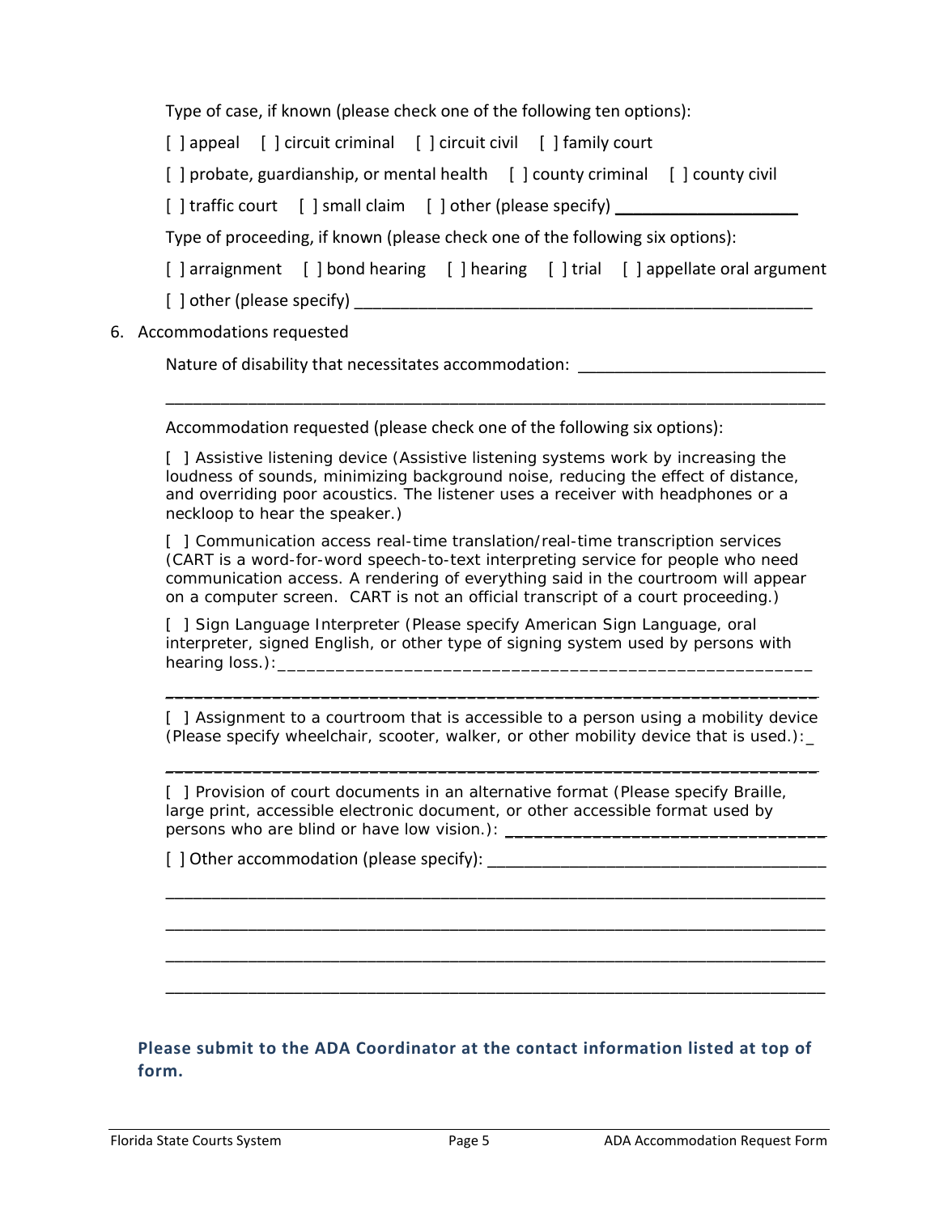Type of case, if known (please check one of the following ten options):

[ ] appeal [ ] circuit criminal [ ] circuit civil [ ] family court

[ ] probate, guardianship, or mental health [ ] county criminal [ ] county civil

[ ] traffic court [ ] small claim [ ] other (please specify) ____________________

Type of proceeding, if known (please check one of the following six options):

[ ] arraignment [ ] bond hearing [ ] hearing [ ] trial [ ] appellate oral argument

[ ] other (please specify) ____________________________________________________

6. Accommodations requested

Nature of disability that necessitates accommodation: ___________________________

__________________________________________________________________________

Accommodation requested (please check one of the following six options):

[ ] Assistive listening device (Assistive listening systems work by increasing the loudness of sounds, minimizing background noise, reducing the effect of distance, and overriding poor acoustics. The listener uses a receiver with headphones or a neckloop to hear the speaker.)

[ ] Communication access real-time translation/real-time transcription services (CART is a word-for-word speech-to-text interpreting service for people who need communication access. A rendering of everything said in the courtroom will appear on a computer screen. CART is not an official transcript of a court proceeding.)

[ ] Sign Language Interpreter (Please specify American Sign Language, oral interpreter, signed English, or other type of signing system used by persons with hearing loss.):_______________________________________________________

__________________________________________________________________________

[ ] Assignment to a courtroom that is accessible to a person using a mobility device (Please specify wheelchair, scooter, walker, or other mobility device that is used.):_

__________________________________________________________________________

[ ] Provision of court documents in an alternative format (Please specify Braille, large print, accessible electronic document, or other accessible format used by persons who are blind or have low vision.): ___________________________________

[ ] Other accommodation (please specify): _____________________________________

__________________________________________________________________________

__________________________________________________________________________

__________________________________________________________________________

__________________________________________________________________________

**Please submit to the ADA Coordinator at the contact information listed at top of form.**